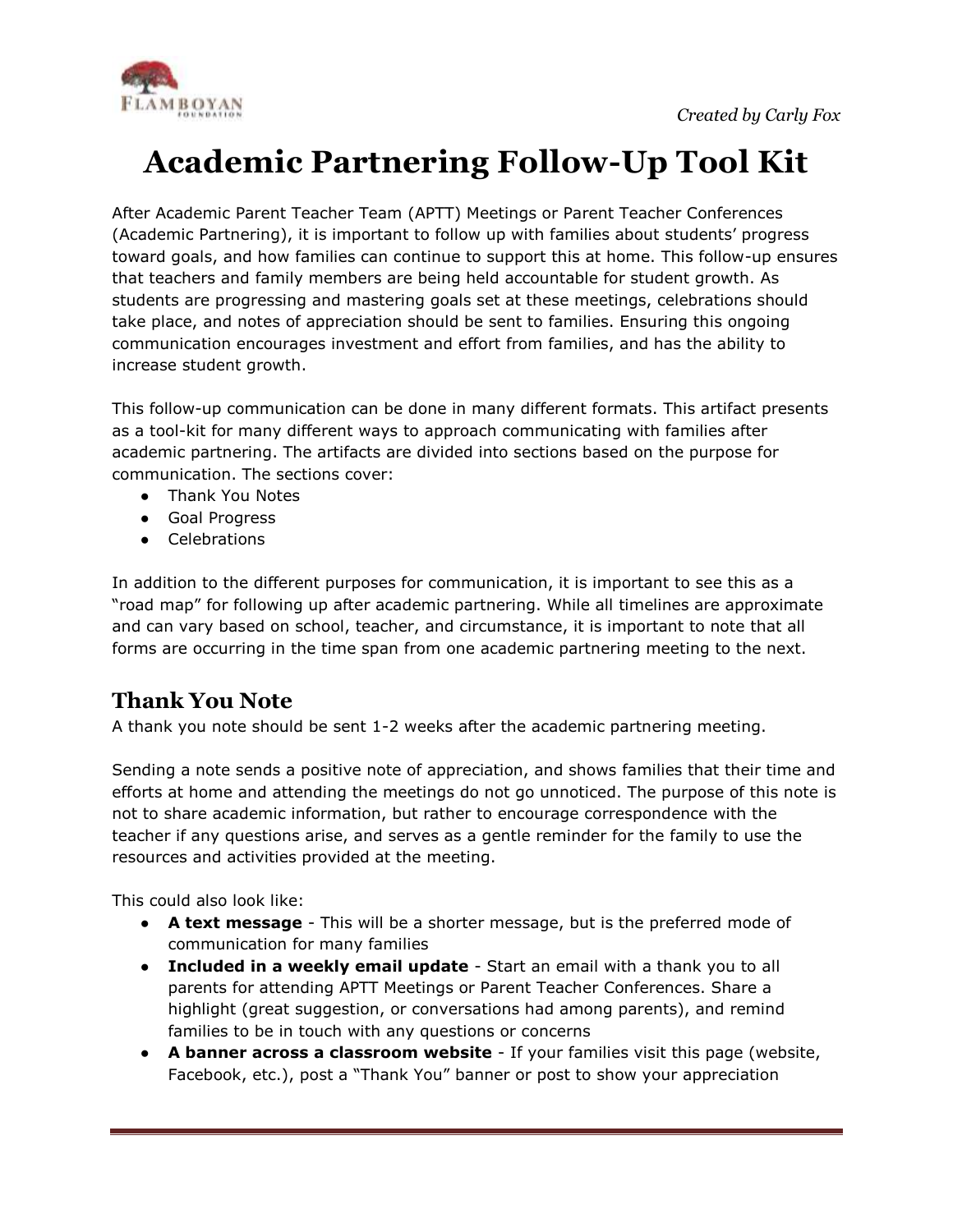*Created by Carly Fox*

# Academic Partnering Follow-Up Tool Kit

After Academic Parent Teacher Team (APTT) Meetings or Parent Teacher Conferences (Academic Partnering), it is important to follow up with families about students' progress toward goals, and how families can continue to support this at home. This follow-up ensures that teachers and family members are being held accountable for student growth. As students are progressing and mastering goals set at these meetings, celebrations should take place, and notes of appreciation should be sent to families. Ensuring this ongoing communication encourages investment and effort from families, and has the ability to increase student growth.

This follow-up communication can be done in many different formats. This artifact presents as a tool-kit for many different ways to approach communicating with families after academic partnering. The artifacts are divided into sections based on the purpose for communication. The sections cover:

- Thank You Notes
- Goal Progress
- Celebrations

In addition to the different purposes for communication, it is important to see this as a "road map" for following up after academic partnering. While all timelines are approximate and can vary based on school, teacher, and circumstance, it is important to note that all forms are occurring in the time span from one academic partnering meeting to the next.

## Thank You Note

A thank you note should be sent 1-2 weeks after the academic partnering meeting.

Sending a note sends a positive note of appreciation, and shows families that their time and efforts at home and attending the meetings do not go unnoticed. The purpose of this note is not to share academic information, but rather to encourage correspondence with the teacher if any questions arise, and serves as a gentle reminder for the family to use the resources and activities provided at the meeting.

This could also look like:

- **A text message** - This will be a shorter message, but is the preferred mode of communication for many families
- **Included in a weekly email update** - Start an email with a thank you to all parents for attending APTT Meetings or Parent Teacher Conferences. Share a highlight (great suggestion, or conversations had among parents), and remind families to be in touch with any questions or concerns
- **A banner across a classroom website** - If your families visit this page (website, Facebook, etc.), post a "Thank You" banner or post to show your appreciation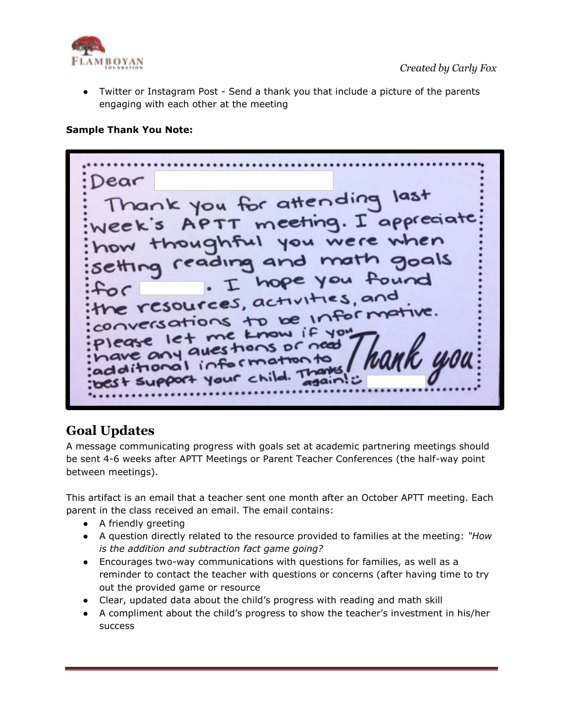- Twitter or Instagram Post - Send a thank you that include a picture of the parents engaging with each other at the meeting

**Sample Thank You Note:**

Dear

Thank you for attending last week's APTT meeting. I appreciate how thoughful you were when setting reading and math goals for . I hope you found the resources, activities, and conversations to be informative. Please let me know if you have any questions or need additional information to best support your child. Thanks again! :)

Thank you

## Goal Updates

A message communicating progress with goals set at academic partnering meetings should be sent 4-6 weeks after APTT Meetings or Parent Teacher Conferences (the half-way point between meetings).

This artifact is an email that a teacher sent one month after an October APTT meeting. Each parent in the class received an email. The email contains:

- A friendly greeting
- A question directly related to the resource provided to families at the meeting: *"How is the addition and subtraction fact game going?*
- Encourages two-way communications with questions for families, as well as a reminder to contact the teacher with questions or concerns (after having time to try out the provided game or resource
- Clear, updated data about the child's progress with reading and math skill
- A compliment about the child's progress to show the teacher's investment in his/her success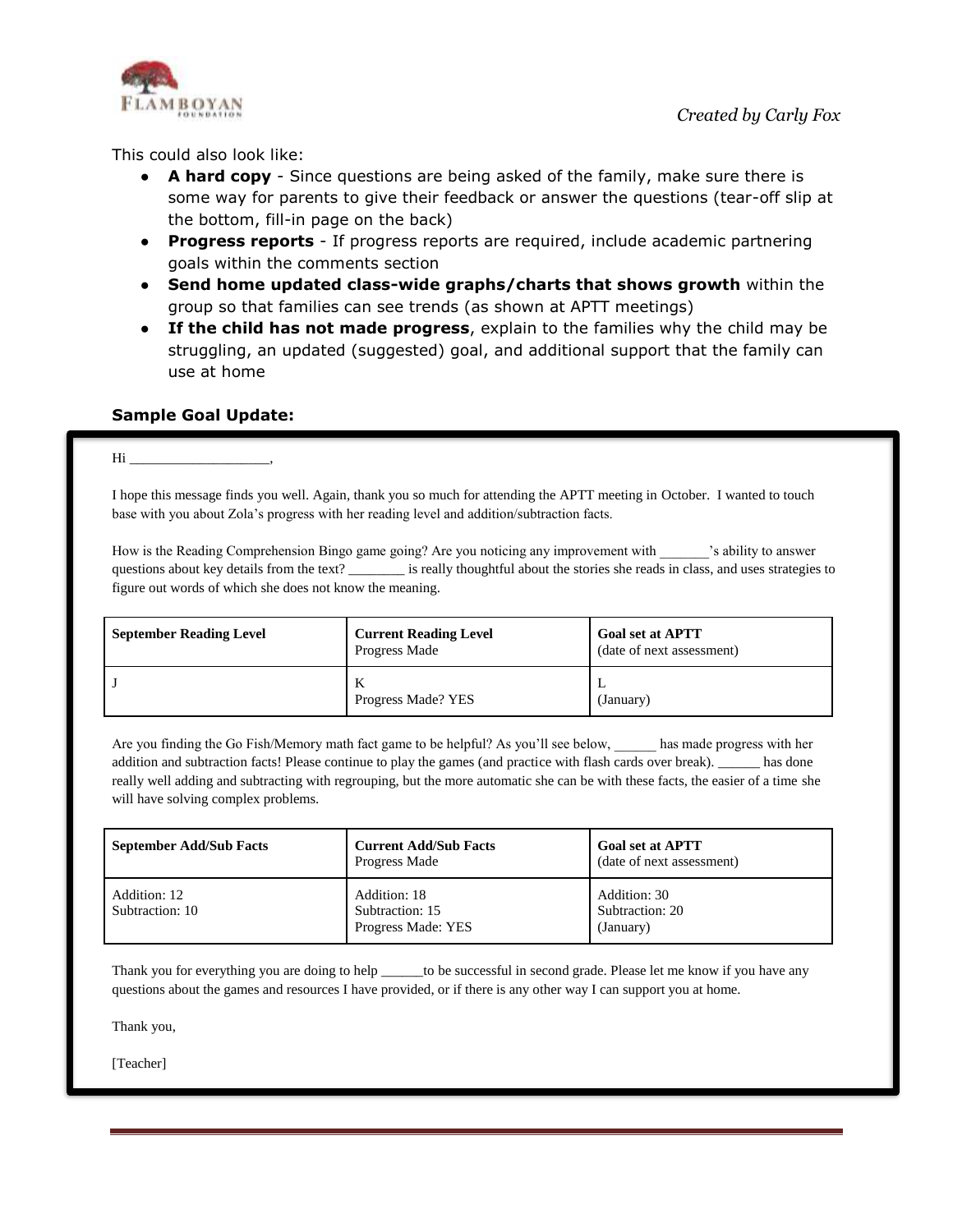This could also look like:

- **A hard copy** - Since questions are being asked of the family, make sure there is some way for parents to give their feedback or answer the questions (tear-off slip at the bottom, fill-in page on the back)
- **Progress reports** - If progress reports are required, include academic partnering goals within the comments section
- **Send home updated class-wide graphs/charts that shows growth** within the group so that families can see trends (as shown at APTT meetings)
- **If the child has not made progress**, explain to the families why the child may be struggling, an updated (suggested) goal, and additional support that the family can use at home

### Sample Goal Update:

Hi ___________________,

I hope this message finds you well. Again, thank you so much for attending the APTT meeting in October. I wanted to touch base with you about Zola's progress with her reading level and addition/subtraction facts.

How is the Reading Comprehension Bingo game going? Are you noticing any improvement with _______'s ability to answer questions about key details from the text? ________ is really thoughtful about the stories she reads in class, and uses strategies to figure out words of which she does not know the meaning.

| **September Reading Level** | **Current Reading Level** Progress Made | **Goal set at APTT** (date of next assessment) |
|---|---|---|
| J | K<br>Progress Made? YES | L<br>(January) |

Are you finding the Go Fish/Memory math fact game to be helpful? As you'll see below, ______ has made progress with her addition and subtraction facts! Please continue to play the games (and practice with flash cards over break). ______ has done really well adding and subtracting with regrouping, but the more automatic she can be with these facts, the easier of a time she will have solving complex problems.

| **September Add/Sub Facts** | **Current Add/Sub Facts** Progress Made | **Goal set at APTT** (date of next assessment) |
|---|---|---|
| Addition: 12<br>Subtraction: 10 | Addition: 18<br>Subtraction: 15<br>Progress Made: YES | Addition: 30<br>Subtraction: 20<br>(January) |

Thank you for everything you are doing to help ______to be successful in second grade. Please let me know if you have any questions about the games and resources I have provided, or if there is any other way I can support you at home.

Thank you,

[Teacher]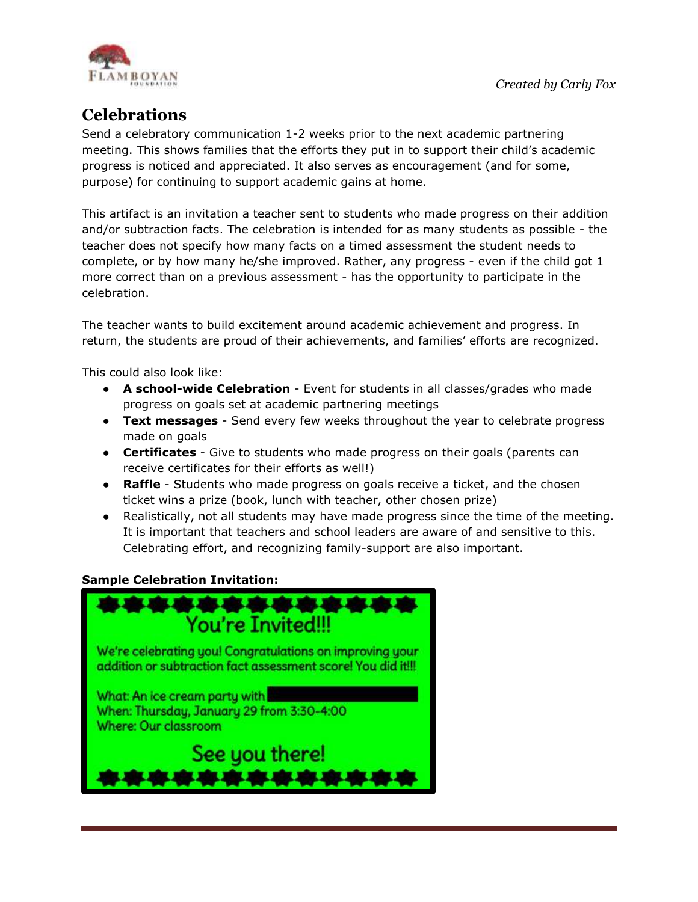*Created by Carly Fox*

## Celebrations

Send a celebratory communication 1-2 weeks prior to the next academic partnering meeting. This shows families that the efforts they put in to support their child's academic progress is noticed and appreciated. It also serves as encouragement (and for some, purpose) for continuing to support academic gains at home.

This artifact is an invitation a teacher sent to students who made progress on their addition and/or subtraction facts. The celebration is intended for as many students as possible - the teacher does not specify how many facts on a timed assessment the student needs to complete, or by how many he/she improved. Rather, any progress - even if the child got 1 more correct than on a previous assessment - has the opportunity to participate in the celebration.

The teacher wants to build excitement around academic achievement and progress. In return, the students are proud of their achievements, and families' efforts are recognized.

This could also look like:

- **A school-wide Celebration** - Event for students in all classes/grades who made progress on goals set at academic partnering meetings
- **Text messages** - Send every few weeks throughout the year to celebrate progress made on goals
- **Certificates** - Give to students who made progress on their goals (parents can receive certificates for their efforts as well!)
- **Raffle** - Students who made progress on goals receive a ticket, and the chosen ticket wins a prize (book, lunch with teacher, other chosen prize)
- Realistically, not all students may have made progress since the time of the meeting. It is important that teachers and school leaders are aware of and sensitive to this. Celebrating effort, and recognizing family-support are also important.

**Sample Celebration Invitation:**

You're Invited!!!

We're celebrating you! Congratulations on improving your addition or subtraction fact assessment score! You did it!!!

What: An ice cream party with
When: Thursday, January 29 from 3:30-4:00
Where: Our classroom

See you there!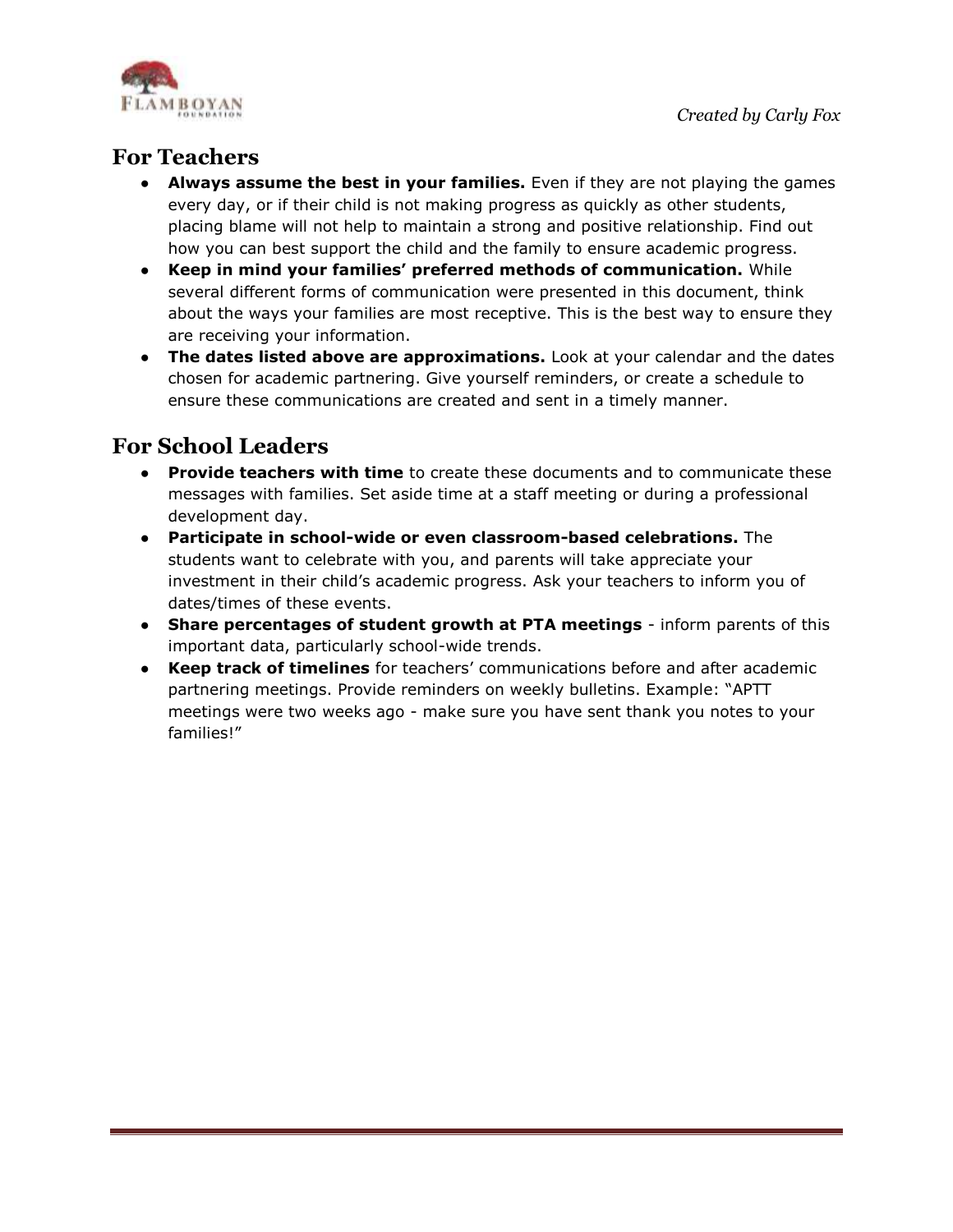*Created by Carly Fox*

## For Teachers

- **Always assume the best in your families.** Even if they are not playing the games every day, or if their child is not making progress as quickly as other students, placing blame will not help to maintain a strong and positive relationship. Find out how you can best support the child and the family to ensure academic progress.
- **Keep in mind your families' preferred methods of communication.** While several different forms of communication were presented in this document, think about the ways your families are most receptive. This is the best way to ensure they are receiving your information.
- **The dates listed above are approximations.** Look at your calendar and the dates chosen for academic partnering. Give yourself reminders, or create a schedule to ensure these communications are created and sent in a timely manner.

## For School Leaders

- **Provide teachers with time** to create these documents and to communicate these messages with families. Set aside time at a staff meeting or during a professional development day.
- **Participate in school-wide or even classroom-based celebrations.** The students want to celebrate with you, and parents will take appreciate your investment in their child's academic progress. Ask your teachers to inform you of dates/times of these events.
- **Share percentages of student growth at PTA meetings** - inform parents of this important data, particularly school-wide trends.
- **Keep track of timelines** for teachers' communications before and after academic partnering meetings. Provide reminders on weekly bulletins. Example: "APTT meetings were two weeks ago - make sure you have sent thank you notes to your families!"